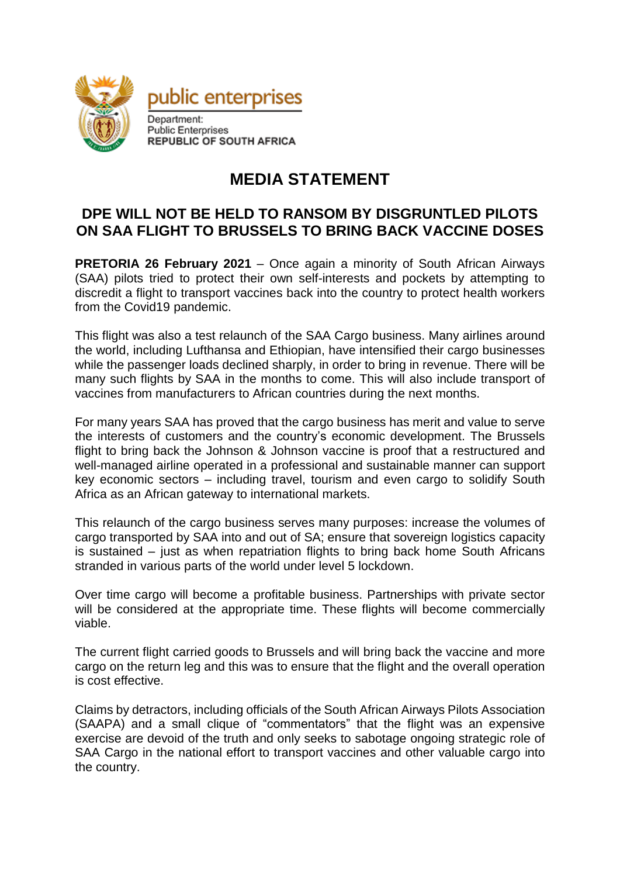public enterprises

Department:
Public Enterprises
REPUBLIC OF SOUTH AFRICA

# MEDIA STATEMENT

## DPE WILL NOT BE HELD TO RANSOM BY DISGRUNTLED PILOTS ON SAA FLIGHT TO BRUSSELS TO BRING BACK VACCINE DOSES

**PRETORIA 26 February 2021** – Once again a minority of South African Airways (SAA) pilots tried to protect their own self-interests and pockets by attempting to discredit a flight to transport vaccines back into the country to protect health workers from the Covid19 pandemic.

This flight was also a test relaunch of the SAA Cargo business. Many airlines around the world, including Lufthansa and Ethiopian, have intensified their cargo businesses while the passenger loads declined sharply, in order to bring in revenue. There will be many such flights by SAA in the months to come. This will also include transport of vaccines from manufacturers to African countries during the next months.

For many years SAA has proved that the cargo business has merit and value to serve the interests of customers and the country's economic development. The Brussels flight to bring back the Johnson & Johnson vaccine is proof that a restructured and well-managed airline operated in a professional and sustainable manner can support key economic sectors – including travel, tourism and even cargo to solidify South Africa as an African gateway to international markets.

This relaunch of the cargo business serves many purposes: increase the volumes of cargo transported by SAA into and out of SA; ensure that sovereign logistics capacity is sustained – just as when repatriation flights to bring back home South Africans stranded in various parts of the world under level 5 lockdown.

Over time cargo will become a profitable business. Partnerships with private sector will be considered at the appropriate time. These flights will become commercially viable.

The current flight carried goods to Brussels and will bring back the vaccine and more cargo on the return leg and this was to ensure that the flight and the overall operation is cost effective.

Claims by detractors, including officials of the South African Airways Pilots Association (SAAPA) and a small clique of "commentators" that the flight was an expensive exercise are devoid of the truth and only seeks to sabotage ongoing strategic role of SAA Cargo in the national effort to transport vaccines and other valuable cargo into the country.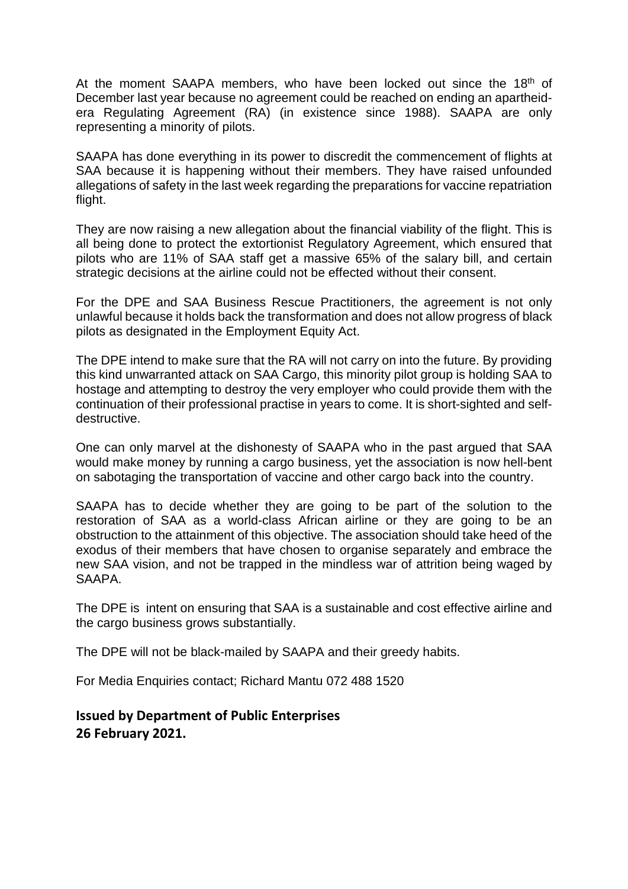At the moment SAAPA members, who have been locked out since the 18th of December last year because no agreement could be reached on ending an apartheid-era Regulating Agreement (RA) (in existence since 1988). SAAPA are only representing a minority of pilots.

SAAPA has done everything in its power to discredit the commencement of flights at SAA because it is happening without their members. They have raised unfounded allegations of safety in the last week regarding the preparations for vaccine repatriation flight.

They are now raising a new allegation about the financial viability of the flight. This is all being done to protect the extortionist Regulatory Agreement, which ensured that pilots who are 11% of SAA staff get a massive 65% of the salary bill, and certain strategic decisions at the airline could not be effected without their consent.

For the DPE and SAA Business Rescue Practitioners, the agreement is not only unlawful because it holds back the transformation and does not allow progress of black pilots as designated in the Employment Equity Act.

The DPE intend to make sure that the RA will not carry on into the future. By providing this kind unwarranted attack on SAA Cargo, this minority pilot group is holding SAA to hostage and attempting to destroy the very employer who could provide them with the continuation of their professional practise in years to come. It is short-sighted and self-destructive.

One can only marvel at the dishonesty of SAAPA who in the past argued that SAA would make money by running a cargo business, yet the association is now hell-bent on sabotaging the transportation of vaccine and other cargo back into the country.

SAAPA has to decide whether they are going to be part of the solution to the restoration of SAA as a world-class African airline or they are going to be an obstruction to the attainment of this objective. The association should take heed of the exodus of their members that have chosen to organise separately and embrace the new SAA vision, and not be trapped in the mindless war of attrition being waged by SAAPA.

The DPE is intent on ensuring that SAA is a sustainable and cost effective airline and the cargo business grows substantially.

The DPE will not be black-mailed by SAAPA and their greedy habits.

For Media Enquiries contact; Richard Mantu 072 488 1520

**Issued by Department of Public Enterprises**
**26 February 2021.**